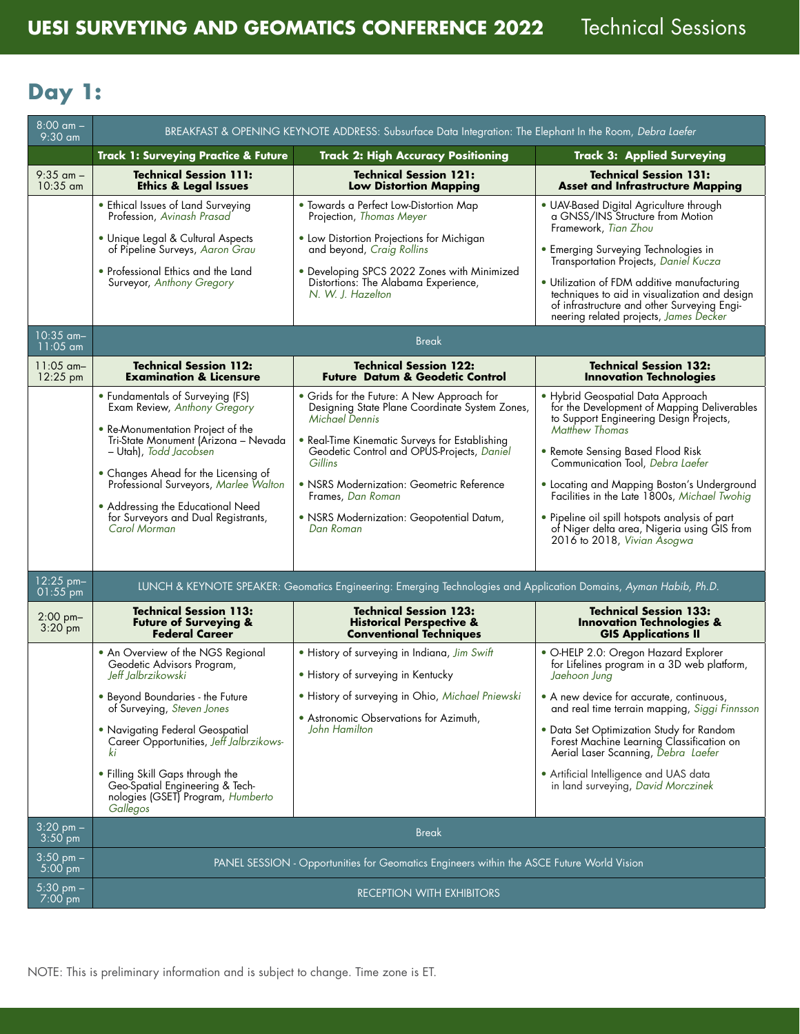# UESI SURVEYING AND GEOMATICS CONFERENCE 2022 Technical Sessions

## Day 1:

| Time | Track 1: Surveying Practice & Future | Track 2: High Accuracy Positioning | Track 3: Applied Surveying |
|---|---|---|---|
| 8:00 am – 9:30 am | BREAKFAST & OPENING KEYNOTE ADDRESS: Subsurface Data Integration: The Elephant In the Room, *Debra Laefer* | | |
| 9:35 am – 10:35 am | **Technical Session 111: Ethics & Legal Issues** | **Technical Session 121: Low Distortion Mapping** | **Technical Session 131: Asset and Infrastructure Mapping** |
| | • Ethical Issues of Land Surveying Profession, *Avinash Prasad*<br>• Unique Legal & Cultural Aspects of Pipeline Surveys, *Aaron Grau*<br>• Professional Ethics and the Land Surveyor, *Anthony Gregory* | • Towards a Perfect Low-Distortion Map Projection, *Thomas Meyer*<br>• Low Distortion Projections for Michigan and beyond, *Craig Rollins*<br>• Developing SPCS 2022 Zones with Minimized Distortions: The Alabama Experience, *N. W. J. Hazelton* | • UAV-Based Digital Agriculture through a GNSS/INS Structure from Motion Framework, *Tian Zhou*<br>• Emerging Surveying Technologies in Transportation Projects, *Daniel Kucza*<br>• Utilization of FDM additive manufacturing techniques to aid in visualization and design of infrastructure and other Surveying Engineering related projects, *James Decker* |
| 10:35 am– 11:05 am | Break | | |
| 11:05 am– 12:25 pm | **Technical Session 112: Examination & Licensure** | **Technical Session 122: Future Datum & Geodetic Control** | **Technical Session 132: Innovation Technologies** |
| | • Fundamentals of Surveying (FS) Exam Review, *Anthony Gregory*<br>• Re-Monumentation Project of the Tri-State Monument (Arizona – Nevada – Utah), *Todd Jacobsen*<br>• Changes Ahead for the Licensing of Professional Surveyors, *Marlee Walton*<br>• Addressing the Educational Need for Surveyors and Dual Registrants, *Carol Morman* | • Grids for the Future: A New Approach for Designing State Plane Coordinate System Zones, *Michael Dennis*<br>• Real-Time Kinematic Surveys for Establishing Geodetic Control and OPUS-Projects, *Daniel Gillins*<br>• NSRS Modernization: Geometric Reference Frames, *Dan Roman*<br>• NSRS Modernization: Geopotential Datum, *Dan Roman* | • Hybrid Geospatial Data Approach for the Development of Mapping Deliverables to Support Engineering Design Projects, *Matthew Thomas*<br>• Remote Sensing Based Flood Risk Communication Tool, *Debra Laefer*<br>• Locating and Mapping Boston's Underground Facilities in the Late 1800s, *Michael Twohig*<br>• Pipeline oil spill hotspots analysis of part of Niger delta area, Nigeria using GIS from 2016 to 2018, *Vivian Asogwa* |
| 12:25 pm– 01:55 pm | LUNCH & KEYNOTE SPEAKER: Geomatics Engineering: Emerging Technologies and Application Domains, *Ayman Habib, Ph.D.* | | |
| 2:00 pm– 3:20 pm | **Technical Session 113: Future of Surveying & Federal Career** | **Technical Session 123: Historical Perspective & Conventional Techniques** | **Technical Session 133: Innovation Technologies & GIS Applications II** |
| | • An Overview of the NGS Regional Geodetic Advisors Program, *Jeff Jalbrzikowski*<br>• Beyond Boundaries - the Future of Surveying, *Steven Jones*<br>• Navigating Federal Geospatial Career Opportunities, *Jeff Jalbrzikowski*<br>• Filling Skill Gaps through the Geo-Spatial Engineering & Technologies (GSET) Program, *Humberto Gallegos* | • History of surveying in Indiana, *Jim Swift*<br>• History of surveying in Kentucky<br>• History of surveying in Ohio, *Michael Pniewski*<br>• Astronomic Observations for Azimuth, *John Hamilton* | • O-HELP 2.0: Oregon Hazard Explorer for Lifelines program in a 3D web platform, *Jaehoon Jung*<br>• A new device for accurate, continuous, and real time terrain mapping, *Siggi Finnsson*<br>• Data Set Optimization Study for Random Forest Machine Learning Classification on Aerial Laser Scanning, *Debra Laefer*<br>• Artificial Intelligence and UAS data in land surveying, *David Morczinek* |
| 3:20 pm – 3:50 pm | Break | | |
| 3:50 pm – 5:00 pm | PANEL SESSION - Opportunities for Geomatics Engineers within the ASCE Future World Vision | | |
| 5:30 pm – 7:00 pm | RECEPTION WITH EXHIBITORS | | |

NOTE: This is preliminary information and is subject to change. Time zone is ET.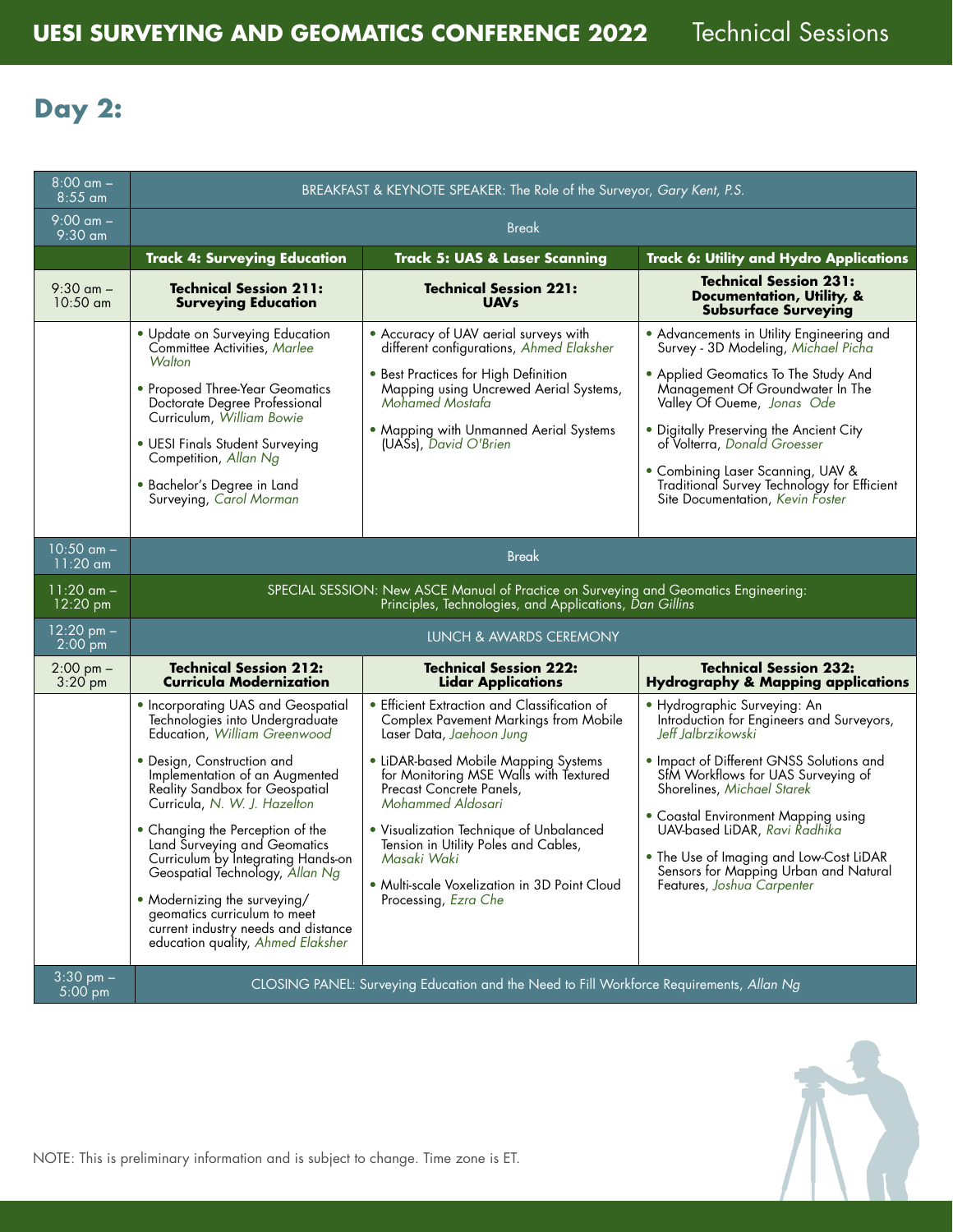# UESI SURVEYING AND GEOMATICS CONFERENCE 2022 Technical Sessions

## Day 2:

| | | | |
|---|---|---|---|
| 8:00 am – 8:55 am | BREAKFAST & KEYNOTE SPEAKER: The Role of the Surveyor, *Gary Kent, P.S.* | | |
| 9:00 am – 9:30 am | Break | | |
| | **Track 4: Surveying Education** | **Track 5: UAS & Laser Scanning** | **Track 6: Utility and Hydro Applications** |
| 9:30 am – 10:50 am | **Technical Session 211: Surveying Education** | **Technical Session 221: UAVs** | **Technical Session 231: Documentation, Utility, & Subsurface Surveying** |
| | • Update on Surveying Education Committee Activities, *Marlee Walton*<br>• Proposed Three-Year Geomatics Doctorate Degree Professional Curriculum, *William Bowie*<br>• UESI Finals Student Surveying Competition, *Allan Ng*<br>• Bachelor's Degree in Land Surveying, *Carol Morman* | • Accuracy of UAV aerial surveys with different configurations, *Ahmed Elaksher*<br>• Best Practices for High Definition Mapping using Uncrewed Aerial Systems, *Mohamed Mostafa*<br>• Mapping with Unmanned Aerial Systems (UASs), *David O'Brien* | • Advancements in Utility Engineering and Survey - 3D Modeling, *Michael Picha*<br>• Applied Geomatics To The Study And Management Of Groundwater In The Valley Of Oueme, *Jonas Ode*<br>• Digitally Preserving the Ancient City of Volterra, *Donald Groesser*<br>• Combining Laser Scanning, UAV & Traditional Survey Technology for Efficient Site Documentation, *Kevin Foster* |
| 10:50 am – 11:20 am | Break | | |
| 11:20 am – 12:20 pm | SPECIAL SESSION: New ASCE Manual of Practice on Surveying and Geomatics Engineering: Principles, Technologies, and Applications, *Dan Gillins* | | |
| 12:20 pm – 2:00 pm | LUNCH & AWARDS CEREMONY | | |
| 2:00 pm – 3:20 pm | **Technical Session 212: Curricula Modernization** | **Technical Session 222: Lidar Applications** | **Technical Session 232: Hydrography & Mapping applications** |
| | • Incorporating UAS and Geospatial Technologies into Undergraduate Education, *William Greenwood*<br>• Design, Construction and Implementation of an Augmented Reality Sandbox for Geospatial Curricula, *N. W. J. Hazelton*<br>• Changing the Perception of the Land Surveying and Geomatics Curriculum by Integrating Hands-on Geospatial Technology, *Allan Ng*<br>• Modernizing the surveying/geomatics curriculum to meet current industry needs and distance education quality, *Ahmed Elaksher* | • Efficient Extraction and Classification of Complex Pavement Markings from Mobile Laser Data, *Jaehoon Jung*<br>• LiDAR-based Mobile Mapping Systems for Monitoring MSE Walls with Textured Precast Concrete Panels, *Mohammed Aldosari*<br>• Visualization Technique of Unbalanced Tension in Utility Poles and Cables, *Masaki Waki*<br>• Multi-scale Voxelization in 3D Point Cloud Processing, *Ezra Che* | • Hydrographic Surveying: An Introduction for Engineers and Surveyors, *Jeff Jalbrzikowski*<br>• Impact of Different GNSS Solutions and SfM Workflows for UAS Surveying of Shorelines, *Michael Starek*<br>• Coastal Environment Mapping using UAV-based LiDAR, *Ravi Radhika*<br>• The Use of Imaging and Low-Cost LiDAR Sensors for Mapping Urban and Natural Features, *Joshua Carpenter* |
| 3:30 pm – 5:00 pm | CLOSING PANEL: Surveying Education and the Need to Fill Workforce Requirements, *Allan Ng* | | |

NOTE: This is preliminary information and is subject to change. Time zone is ET.